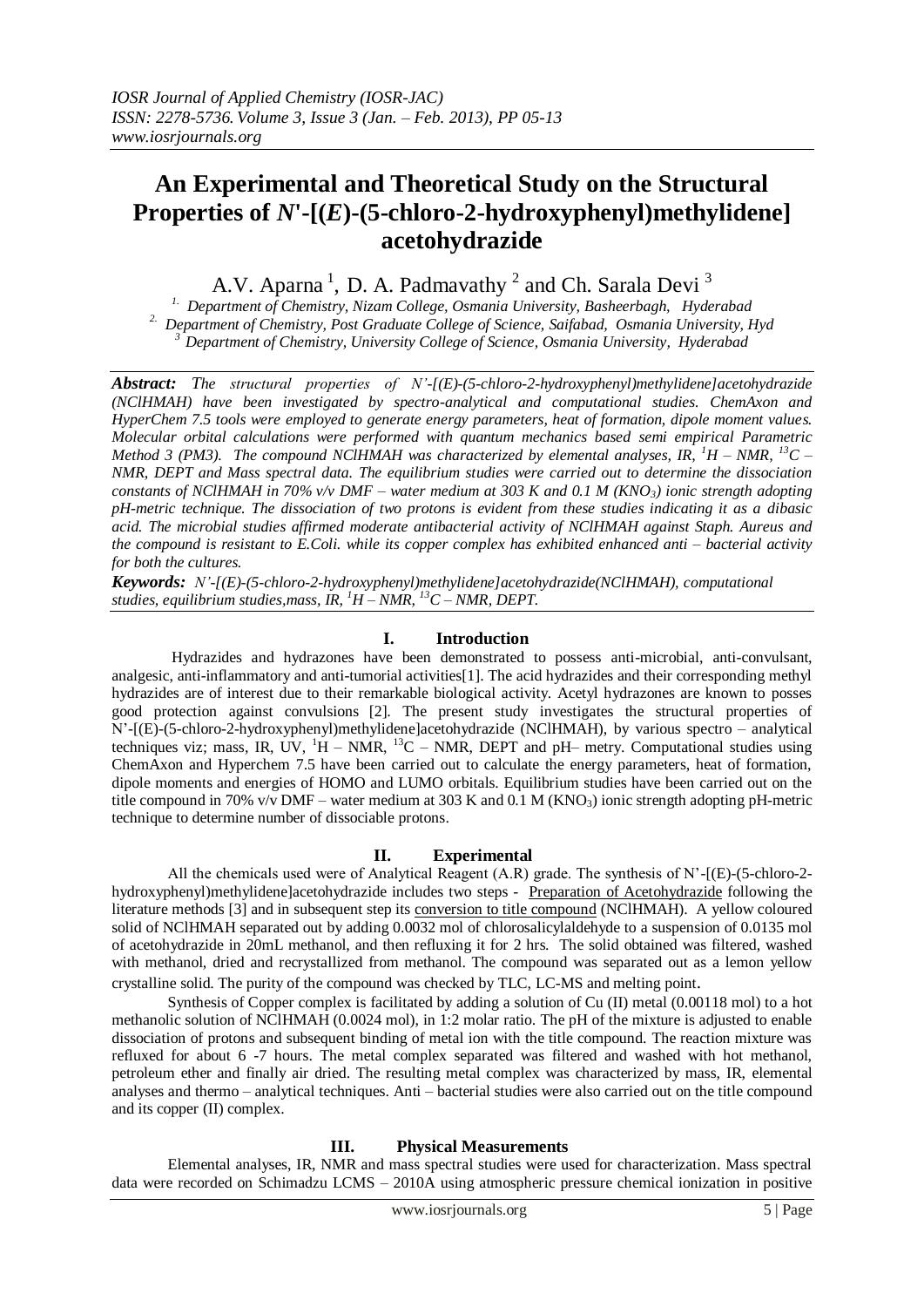# An Experimental and Theoretical Study on the Structural Properties of *N'*-[(*E*)-(5-chloro-2-hydroxyphenyl)methylidene] acetohydrazide

A.V. Aparna [1], D. A. Padmavathy [2] and Ch. Sarala Devi [3]

[1] Department of Chemistry, Nizam College, Osmania University, Basheerbagh, Hyderabad
[2] Department of Chemistry, Post Graduate College of Science, Saifabad, Osmania University, Hyd
[3] Department of Chemistry, University College of Science, Osmania University, Hyderabad

***Abstract:*** *The structural properties of N'-[(E)-(5-chloro-2-hydroxyphenyl)methylidene]acetohydrazide (NClHMAH) have been investigated by spectro-analytical and computational studies. ChemAxon and HyperChem 7.5 tools were employed to generate energy parameters, heat of formation, dipole moment values. Molecular orbital calculations were performed with quantum mechanics based semi empirical Parametric Method 3 (PM3). The compound NClHMAH was characterized by elemental analyses, IR, $^{1}H$ – NMR, $^{13}C$ – NMR, DEPT and Mass spectral data. The equilibrium studies were carried out to determine the dissociation constants of NClHMAH in 70% v/v DMF – water medium at 303 K and 0.1 M ($KNO_3$) ionic strength adopting pH-metric technique. The dissociation of two protons is evident from these studies indicating it as a dibasic acid. The microbial studies affirmed moderate antibacterial activity of NClHMAH against Staph. Aureus and the compound is resistant to E.Coli. while its copper complex has exhibited enhanced anti – bacterial activity for both the cultures.*

***Keywords:*** *N'-[(E)-(5-chloro-2-hydroxyphenyl)methylidene]acetohydrazide(NClHMAH), computational studies, equilibrium studies,mass, IR, $^{1}H$ – NMR, $^{13}C$ – NMR, DEPT.*

## I. Introduction

Hydrazides and hydrazones have been demonstrated to possess anti-microbial, anti-convulsant, analgesic, anti-inflammatory and anti-tumorial activities[1]. The acid hydrazides and their corresponding methyl hydrazides are of interest due to their remarkable biological activity. Acetyl hydrazones are known to posses good protection against convulsions [2]. The present study investigates the structural properties of N'-[(E)-(5-chloro-2-hydroxyphenyl)methylidene]acetohydrazide (NClHMAH), by various spectro – analytical techniques viz; mass, IR, UV, $^{1}H$ – NMR, $^{13}C$ – NMR, DEPT and pH– metry. Computational studies using ChemAxon and Hyperchem 7.5 have been carried out to calculate the energy parameters, heat of formation, dipole moments and energies of HOMO and LUMO orbitals. Equilibrium studies have been carried out on the title compound in 70% v/v DMF – water medium at 303 K and 0.1 M ($KNO_3$) ionic strength adopting pH-metric technique to determine number of dissociable protons.

## II. Experimental

All the chemicals used were of Analytical Reagent (A.R) grade. The synthesis of N'-[(E)-(5-chloro-2-hydroxyphenyl)methylidene]acetohydrazide includes two steps - Preparation of Acetohydrazide following the literature methods [3] and in subsequent step its conversion to title compound (NClHMAH). A yellow coloured solid of NClHMAH separated out by adding 0.0032 mol of chlorosalicylaldehyde to a suspension of 0.0135 mol of acetohydrazide in 20mL methanol, and then refluxing it for 2 hrs. The solid obtained was filtered, washed with methanol, dried and recrystallized from methanol. The compound was separated out as a lemon yellow crystalline solid. The purity of the compound was checked by TLC, LC-MS and melting point.

Synthesis of Copper complex is facilitated by adding a solution of Cu (II) metal (0.00118 mol) to a hot methanolic solution of NClHMAH (0.0024 mol), in 1:2 molar ratio. The pH of the mixture is adjusted to enable dissociation of protons and subsequent binding of metal ion with the title compound. The reaction mixture was refluxed for about 6 -7 hours. The metal complex separated was filtered and washed with hot methanol, petroleum ether and finally air dried. The resulting metal complex was characterized by mass, IR, elemental analyses and thermo – analytical techniques. Anti – bacterial studies were also carried out on the title compound and its copper (II) complex.

## III. Physical Measurements

Elemental analyses, IR, NMR and mass spectral studies were used for characterization. Mass spectral data were recorded on Schimadzu LCMS – 2010A using atmospheric pressure chemical ionization in positive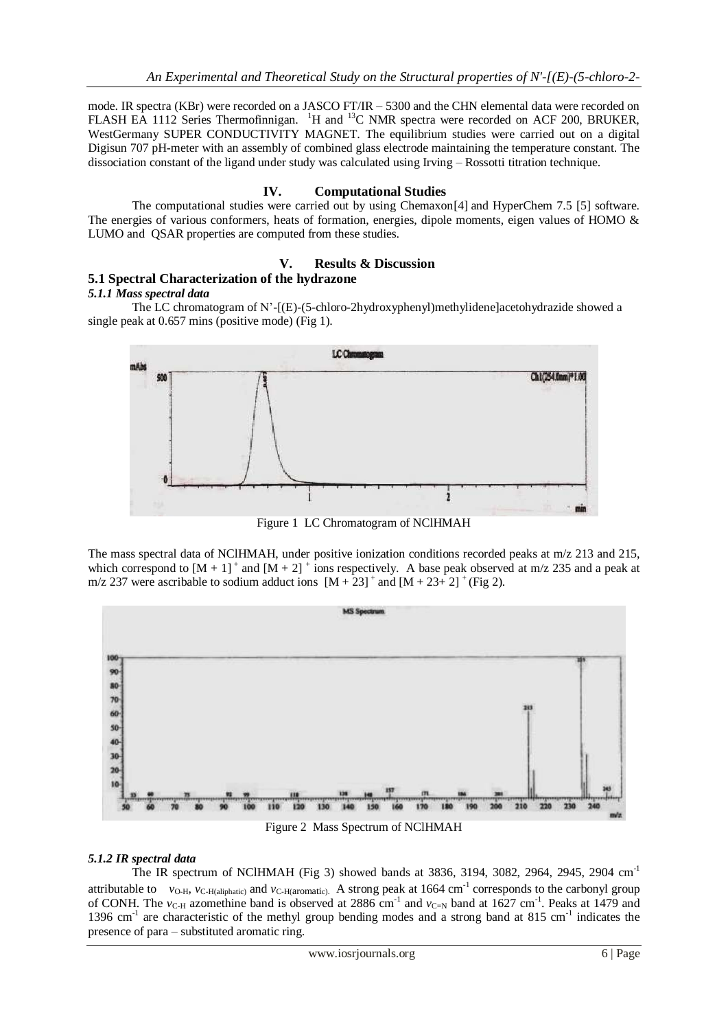mode. IR spectra (KBr) were recorded on a JASCO FT/IR – 5300 and the CHN elemental data were recorded on FLASH EA 1112 Series Thermofinnigan. $^1H$ and $^{13}C$ NMR spectra were recorded on ACF 200, BRUKER, WestGermany SUPER CONDUCTIVITY MAGNET. The equilibrium studies were carried out on a digital Digisun 707 pH-meter with an assembly of combined glass electrode maintaining the temperature constant. The dissociation constant of the ligand under study was calculated using Irving – Rossotti titration technique.

## IV. Computational Studies

The computational studies were carried out by using Chemaxon[4] and HyperChem 7.5 [5] software. The energies of various conformers, heats of formation, energies, dipole moments, eigen values of HOMO & LUMO and QSAR properties are computed from these studies.

## V. Results & Discussion

### 5.1 Spectral Characterization of the hydrazone

#### *5.1.1 Mass spectral data*

The LC chromatogram of N'-[(E)-(5-chloro-2hydroxyphenyl)methylidene]acetohydrazide showed a single peak at 0.657 mins (positive mode) (Fig 1).

Figure 1 LC Chromatogram of NClHMAH

The mass spectral data of NClHMAH, under positive ionization conditions recorded peaks at m/z 213 and 215, which correspond to $[M + 1]^+$ and $[M + 2]^+$ ions respectively. A base peak observed at m/z 235 and a peak at m/z 237 were ascribable to sodium adduct ions $[M + 23]^+$ and $[M + 23 + 2]^+$ (Fig 2).

Figure 2 Mass Spectrum of NClHMAH

#### *5.1.2 IR spectral data*

The IR spectrum of NClHMAH (Fig 3) showed bands at 3836, 3194, 3082, 2964, 2945, 2904 $cm^{-1}$ attributable to $\nu_{O\text{-}H}$, $\nu_{C\text{-}H(aliphatic)}$ and $\nu_{C\text{-}H(aromatic)}$. A strong peak at 1664 $cm^{-1}$ corresponds to the carbonyl group of CONH. The $\nu_{C\text{-}H}$ azomethine band is observed at 2886 $cm^{-1}$ and $\nu_{C=N}$ band at 1627 $cm^{-1}$. Peaks at 1479 and 1396 $cm^{-1}$ are characteristic of the methyl group bending modes and a strong band at 815 $cm^{-1}$ indicates the presence of para – substituted aromatic ring.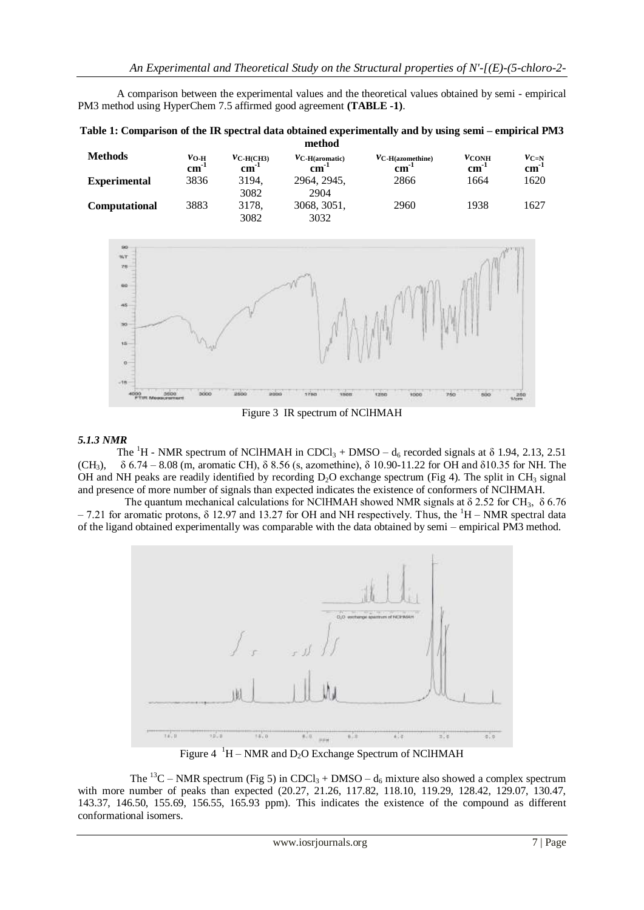A comparison between the experimental values and the theoretical values obtained by semi - empirical PM3 method using HyperChem 7.5 affirmed good agreement **(TABLE -1)**.

**Table 1: Comparison of the IR spectral data obtained experimentally and by using semi – empirical PM3 method**

| Methods | $\nu_{O\text{-}H}$ $cm^{-1}$ | $\nu_{C\text{-}H(CH3)}$ $cm^{-1}$ | $\nu_{C\text{-}H(aromatic)}$ $cm^{-1}$ | $\nu_{C\text{-}H(azomethine)}$ $cm^{-1}$ | $\nu_{CONH}$ $cm^{-1}$ | $\nu_{C=N}$ $cm^{-1}$ |
|---|---|---|---|---|---|---|
| **Experimental** | 3836 | 3194, 3082 | 2964, 2945, 2904 | 2866 | 1664 | 1620 |
| **Computational** | 3883 | 3178, 3082 | 3068, 3051, 3032 | 2960 | 1938 | 1627 |

Figure 3 IR spectrum of NClHMAH

### *5.1.3 NMR*

The $^1H$ - NMR spectrum of NClHMAH in $CDCl_3$ + DMSO – $d_6$ recorded signals at δ 1.94, 2.13, 2.51 ($CH_3$), δ 6.74 – 8.08 (m, aromatic CH), δ 8.56 (s, azomethine), δ 10.90-11.22 for OH and δ10.35 for NH. The OH and NH peaks are readily identified by recording $D_2O$ exchange spectrum (Fig 4). The split in $CH_3$ signal and presence of more number of signals than expected indicates the existence of conformers of NClHMAH.

The quantum mechanical calculations for NClHMAH showed NMR signals at δ 2.52 for $CH_3$, δ 6.76 – 7.21 for aromatic protons, δ 12.97 and 13.27 for OH and NH respectively. Thus, the $^1H$ – NMR spectral data of the ligand obtained experimentally was comparable with the data obtained by semi – empirical PM3 method.

Figure 4 $^1H$ – NMR and $D_2O$ Exchange Spectrum of NClHMAH

The $^{13}C$ – NMR spectrum (Fig 5) in $CDCl_3$ + DMSO – $d_6$ mixture also showed a complex spectrum with more number of peaks than expected (20.27, 21.26, 117.82, 118.10, 119.29, 128.42, 129.07, 130.47, 143.37, 146.50, 155.69, 156.55, 165.93 ppm). This indicates the existence of the compound as different conformational isomers.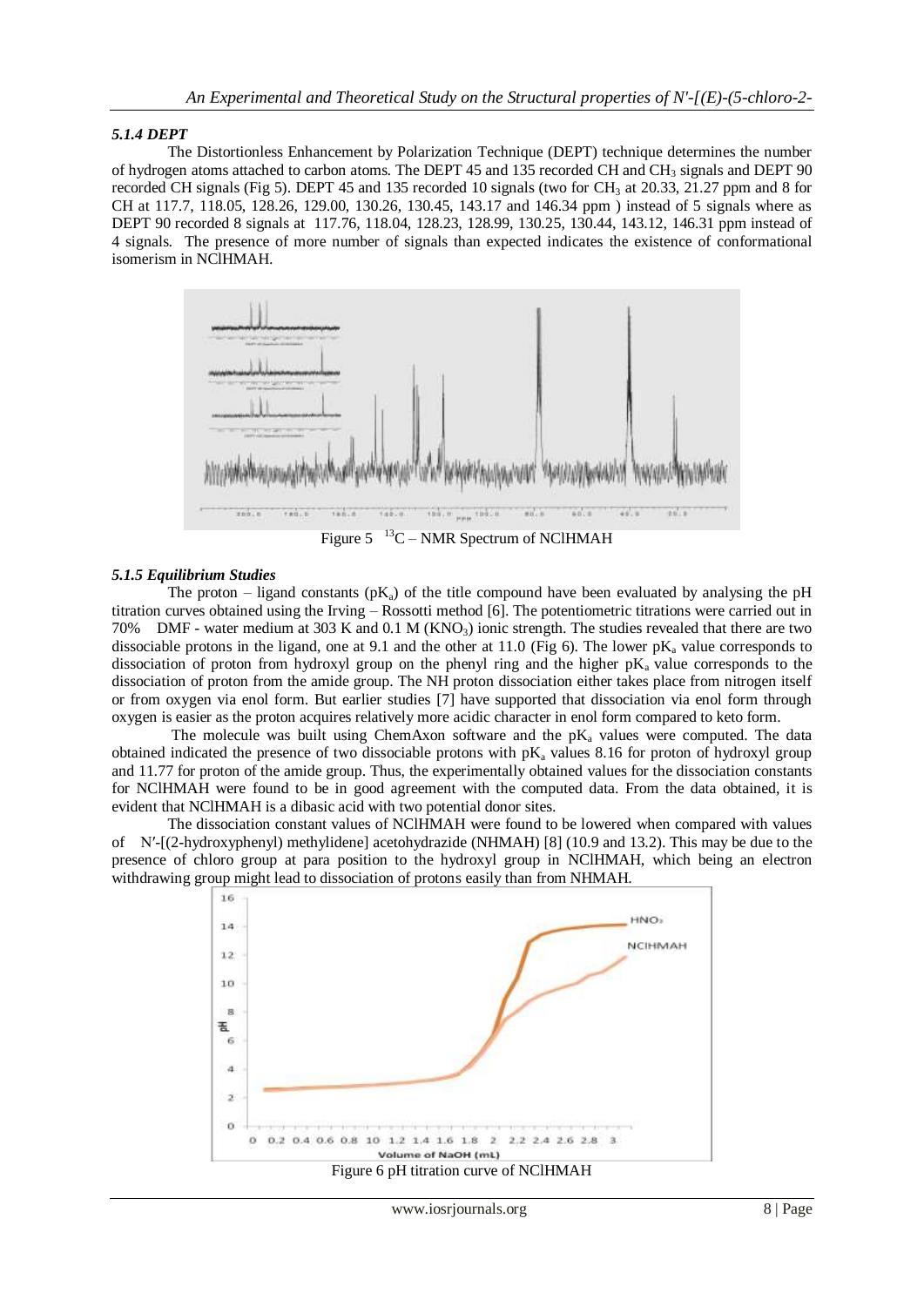### *5.1.4 DEPT*

The Distortionless Enhancement by Polarization Technique (DEPT) technique determines the number of hydrogen atoms attached to carbon atoms. The DEPT 45 and 135 recorded CH and $CH_3$ signals and DEPT 90 recorded CH signals (Fig 5). DEPT 45 and 135 recorded 10 signals (two for $CH_3$ at 20.33, 21.27 ppm and 8 for CH at 117.7, 118.05, 128.26, 129.00, 130.26, 130.45, 143.17 and 146.34 ppm ) instead of 5 signals where as DEPT 90 recorded 8 signals at 117.76, 118.04, 128.23, 128.99, 130.25, 130.44, 143.12, 146.31 ppm instead of 4 signals. The presence of more number of signals than expected indicates the existence of conformational isomerism in NClHMAH.

Figure 5 $^{13}C$ – NMR Spectrum of NClHMAH

### *5.1.5 Equilibrium Studies*

The proton – ligand constants ($pK_a$) of the title compound have been evaluated by analysing the pH titration curves obtained using the Irving – Rossotti method [6]. The potentiometric titrations were carried out in 70% DMF - water medium at 303 K and 0.1 M ($KNO_3$) ionic strength. The studies revealed that there are two dissociable protons in the ligand, one at 9.1 and the other at 11.0 (Fig 6). The lower $pK_a$ value corresponds to dissociation of proton from hydroxyl group on the phenyl ring and the higher $pK_a$ value corresponds to the dissociation of proton from the amide group. The NH proton dissociation either takes place from nitrogen itself or from oxygen via enol form. But earlier studies [7] have supported that dissociation via enol form through oxygen is easier as the proton acquires relatively more acidic character in enol form compared to keto form.

The molecule was built using ChemAxon software and the $pK_a$ values were computed. The data obtained indicated the presence of two dissociable protons with $pK_a$ values 8.16 for proton of hydroxyl group and 11.77 for proton of the amide group. Thus, the experimentally obtained values for the dissociation constants for NClHMAH were found to be in good agreement with the computed data. From the data obtained, it is evident that NClHMAH is a dibasic acid with two potential donor sites.

The dissociation constant values of NClHMAH were found to be lowered when compared with values of N′-[(2-hydroxyphenyl) methylidene] acetohydrazide (NHMAH) [8] (10.9 and 13.2). This may be due to the presence of chloro group at para position to the hydroxyl group in NClHMAH, which being an electron withdrawing group might lead to dissociation of protons easily than from NHMAH.

Figure 6 pH titration curve of NClHMAH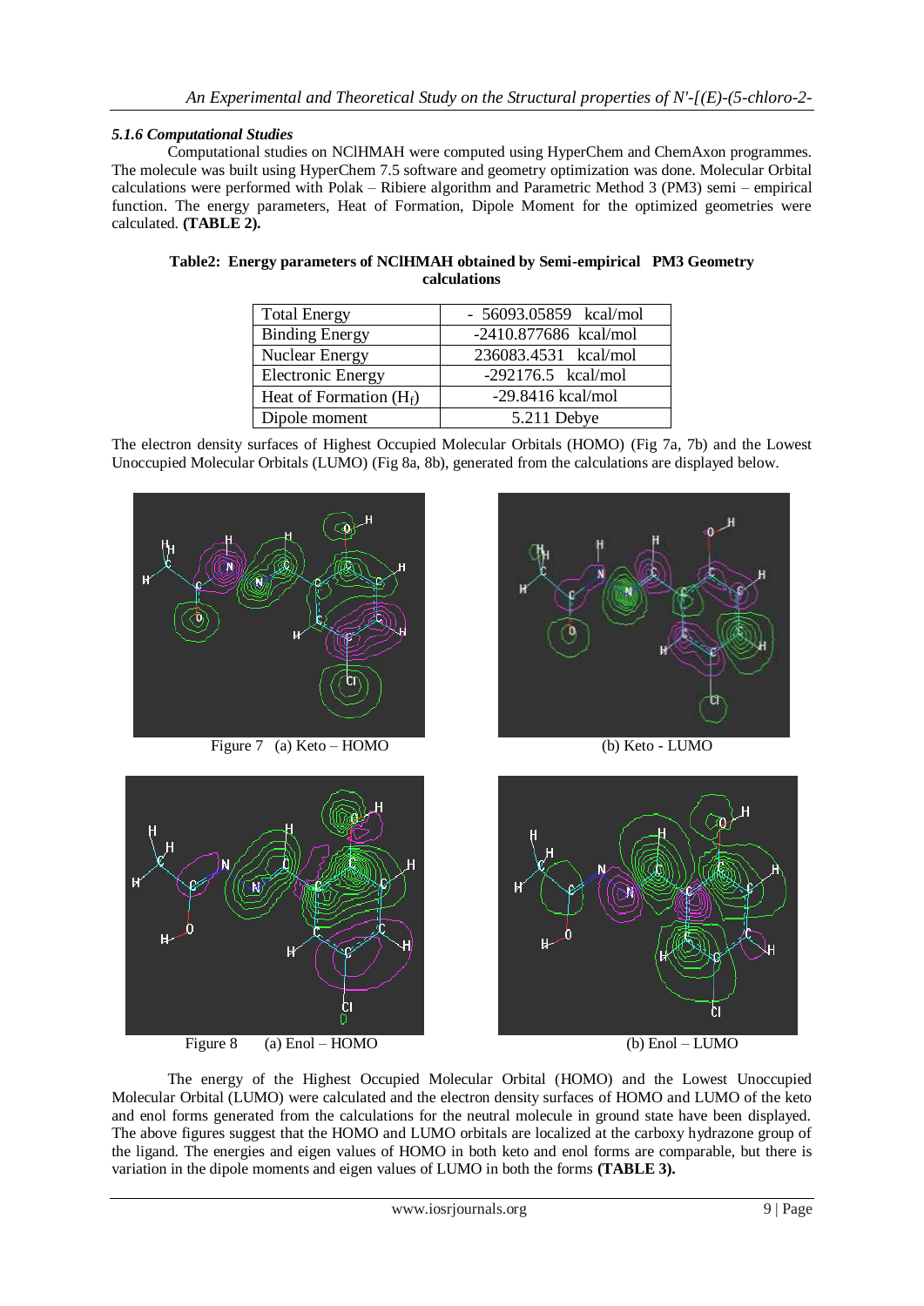#### *5.1.6 Computational Studies*

Computational studies on NClHMAH were computed using HyperChem and ChemAxon programmes. The molecule was built using HyperChem 7.5 software and geometry optimization was done. Molecular Orbital calculations were performed with Polak – Ribiere algorithm and Parametric Method 3 (PM3) semi – empirical function. The energy parameters, Heat of Formation, Dipole Moment for the optimized geometries were calculated. **(TABLE 2).**

**Table2: Energy parameters of NClHMAH obtained by Semi-empirical PM3 Geometry calculations**

| | |
|---|---|
| Total Energy | - 56093.05859 kcal/mol |
| Binding Energy | -2410.877686 kcal/mol |
| Nuclear Energy | 236083.4531 kcal/mol |
| Electronic Energy | -292176.5 kcal/mol |
| Heat of Formation ($H_f$) | -29.8416 kcal/mol |
| Dipole moment | 5.211 Debye |

The electron density surfaces of Highest Occupied Molecular Orbitals (HOMO) (Fig 7a, 7b) and the Lowest Unoccupied Molecular Orbitals (LUMO) (Fig 8a, 8b), generated from the calculations are displayed below.

Figure 7 (a) Keto – HOMO (b) Keto - LUMO

Figure 8 (a) Enol – HOMO (b) Enol – LUMO

The energy of the Highest Occupied Molecular Orbital (HOMO) and the Lowest Unoccupied Molecular Orbital (LUMO) were calculated and the electron density surfaces of HOMO and LUMO of the keto and enol forms generated from the calculations for the neutral molecule in ground state have been displayed. The above figures suggest that the HOMO and LUMO orbitals are localized at the carboxy hydrazone group of the ligand. The energies and eigen values of HOMO in both keto and enol forms are comparable, but there is variation in the dipole moments and eigen values of LUMO in both the forms **(TABLE 3).**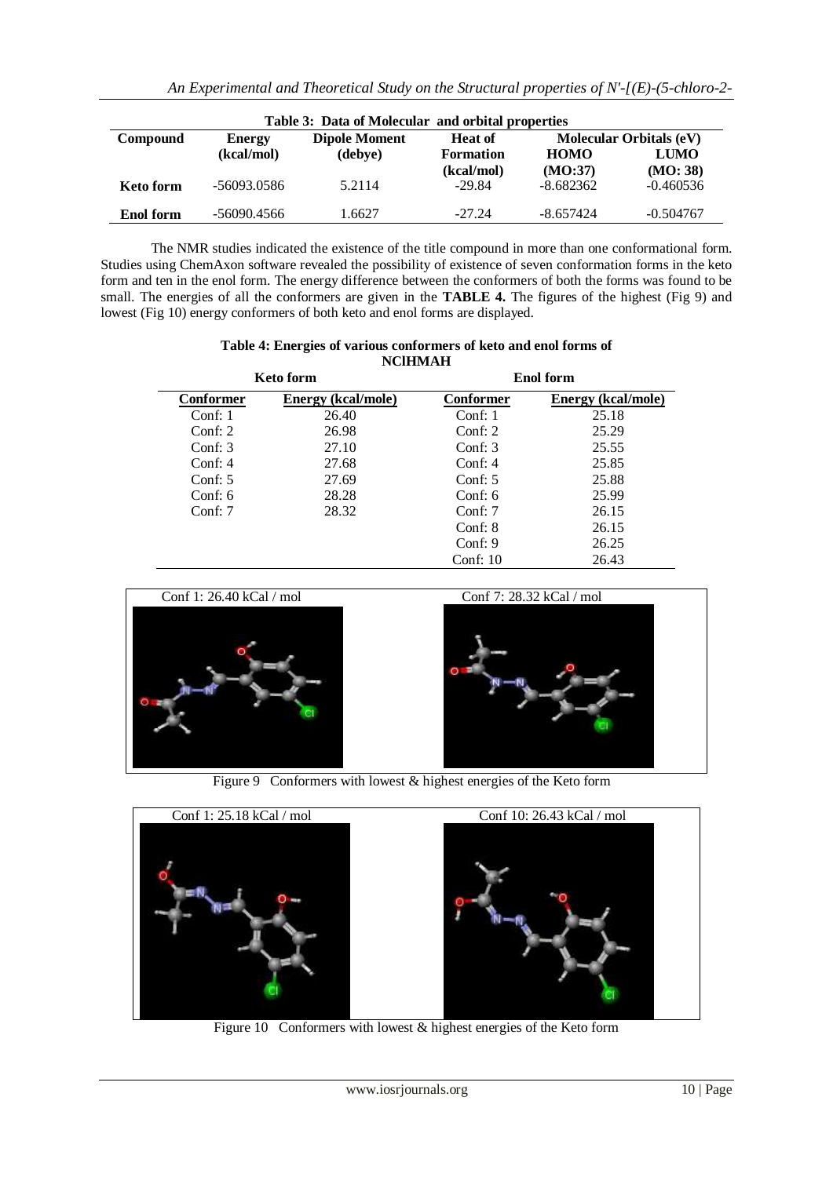**Table 3: Data of Molecular and orbital properties**

| Compound | Energy (kcal/mol) | Dipole Moment (debye) | Heat of Formation (kcal/mol) | Molecular Orbitals (eV) | |
|---|---|---|---|---|---|
| | | | | HOMO (MO:37) | LUMO (MO: 38) |
| Keto form | -56093.0586 | 5.2114 | -29.84 | -8.682362 | -0.460536 |
| Enol form | -56090.4566 | 1.6627 | -27.24 | -8.657424 | -0.504767 |

The NMR studies indicated the existence of the title compound in more than one conformational form. Studies using ChemAxon software revealed the possibility of existence of seven conformation forms in the keto form and ten in the enol form. The energy difference between the conformers of both the forms was found to be small. The energies of all the conformers are given in the **TABLE 4.** The figures of the highest (Fig 9) and lowest (Fig 10) energy conformers of both keto and enol forms are displayed.

**Table 4: Energies of various conformers of keto and enol forms of NClHMAH**

| Keto form | | Enol form | |
|---|---|---|---|
| Conformer | Energy (kcal/mole) | Conformer | Energy (kcal/mole) |
| Conf: 1 | 26.40 | Conf: 1 | 25.18 |
| Conf: 2 | 26.98 | Conf: 2 | 25.29 |
| Conf: 3 | 27.10 | Conf: 3 | 25.55 |
| Conf: 4 | 27.68 | Conf: 4 | 25.85 |
| Conf: 5 | 27.69 | Conf: 5 | 25.88 |
| Conf: 6 | 28.28 | Conf: 6 | 25.99 |
| Conf: 7 | 28.32 | Conf: 7 | 26.15 |
| | | Conf: 8 | 26.15 |
| | | Conf: 9 | 26.25 |
| | | Conf: 10 | 26.43 |

Conf 1: 26.40 kCal / mol

Conf 7: 28.32 kCal / mol

Figure 9 Conformers with lowest & highest energies of the Keto form

Conf 1: 25.18 kCal / mol

Conf 10: 26.43 kCal / mol

Figure 10 Conformers with lowest & highest energies of the Keto form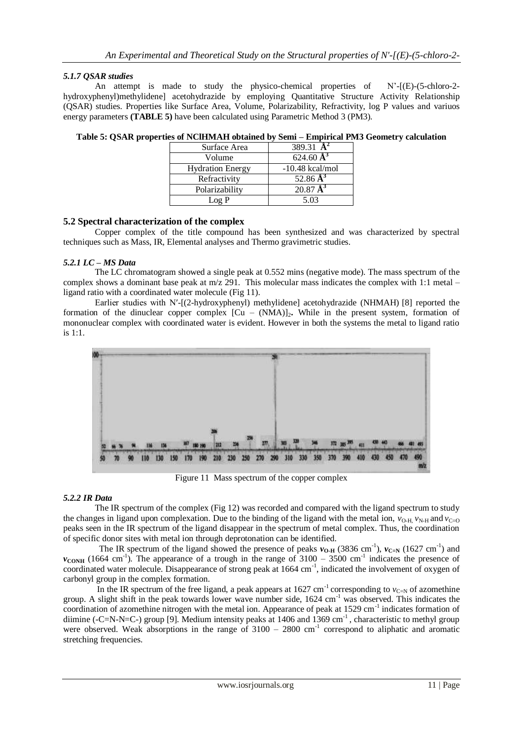### *5.1.7 QSAR studies*

An attempt is made to study the physico-chemical properties of N'-[(E)-(5-chloro-2-hydroxyphenyl)methylidene] acetohydrazide by employing Quantitative Structure Activity Relationship (QSAR) studies. Properties like Surface Area, Volume, Polarizability, Refractivity, log P values and variuos energy parameters **(TABLE 5)** have been calculated using Parametric Method 3 (PM3).

**Table 5: QSAR properties of NClHMAH obtained by Semi – Empirical PM3 Geometry calculation**

| Property | Value |
|---|---|
| Surface Area | 389.31 **Å$^2$** |
| Volume | 624.60 **Å$^3$** |
| Hydration Energy | -10.48 kcal/mol |
| Refractivity | 52.86 **Å$^3$** |
| Polarizability | 20.87 **Å$^3$** |
| Log P | 5.03 |

## 5.2 Spectral characterization of the complex

Copper complex of the title compound has been synthesized and was characterized by spectral techniques such as Mass, IR, Elemental analyses and Thermo gravimetric studies.

### *5.2.1 LC – MS Data*

The LC chromatogram showed a single peak at 0.552 mins (negative mode). The mass spectrum of the complex shows a dominant base peak at m/z 291. This molecular mass indicates the complex with 1:1 metal – ligand ratio with a coordinated water molecule (Fig 11).

Earlier studies with N′-[(2-hydroxyphenyl) methylidene] acetohydrazide (NHMAH) [8] reported the formation of the dinuclear copper complex $[Cu – (NMA)]_2$**.** While in the present system, formation of mononuclear complex with coordinated water is evident. However in both the systems the metal to ligand ratio is 1:1.

Figure 11 Mass spectrum of the copper complex

### *5.2.2 IR Data*

The IR spectrum of the complex (Fig 12) was recorded and compared with the ligand spectrum to study the changes in ligand upon complexation. Due to the binding of the ligand with the metal ion, $\nu_{O-H}$, $\nu_{N-H}$ and $\nu_{C=O}$ peaks seen in the IR spectrum of the ligand disappear in the spectrum of metal complex. Thus, the coordination of specific donor sites with metal ion through deprotonation can be identified.

The IR spectrum of the ligand showed the presence of peaks $\boldsymbol{\nu_{O-H}}$ (3836 cm$^{-1}$), $\boldsymbol{\nu_{C=N}}$ (1627 cm$^{-1}$) and $\boldsymbol{\nu_{CONH}}$ (1664 cm$^{-1}$). The appearance of a trough in the range of 3100 – 3500 cm$^{-1}$ indicates the presence of coordinated water molecule. Disappearance of strong peak at 1664 cm$^{-1}$, indicated the involvement of oxygen of carbonyl group in the complex formation.

In the IR spectrum of the free ligand, a peak appears at 1627 cm$^{-1}$ corresponding to $\nu_{C=N}$ of azomethine group. A slight shift in the peak towards lower wave number side, 1624 cm$^{-1}$ was observed. This indicates the coordination of azomethine nitrogen with the metal ion. Appearance of peak at 1529 cm$^{-1}$ indicates formation of diimine (-C=N-N=C-) group [9]. Medium intensity peaks at 1406 and 1369 cm$^{-1}$, characteristic to methyl group were observed. Weak absorptions in the range of 3100 – 2800 cm$^{-1}$ correspond to aliphatic and aromatic stretching frequencies.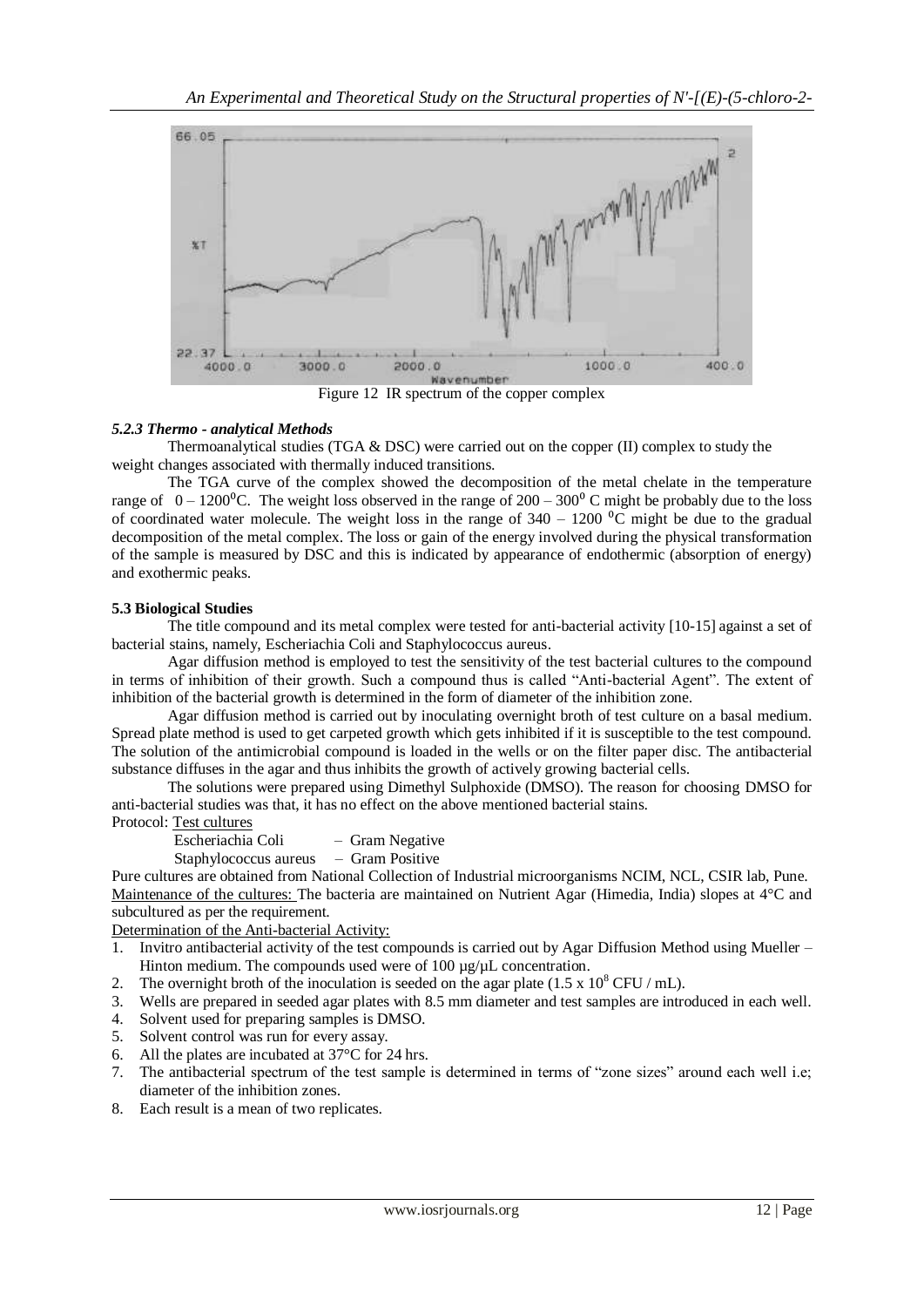Figure 12 IR spectrum of the copper complex

#### *5.2.3 Thermo - analytical Methods*

Thermoanalytical studies (TGA & DSC) were carried out on the copper (II) complex to study the weight changes associated with thermally induced transitions.

The TGA curve of the complex showed the decomposition of the metal chelate in the temperature range of $0 – 1200^0$C. The weight loss observed in the range of $200 – 300^0$ C might be probably due to the loss of coordinated water molecule. The weight loss in the range of 340 – 1200 $^0$C might be due to the gradual decomposition of the metal complex. The loss or gain of the energy involved during the physical transformation of the sample is measured by DSC and this is indicated by appearance of endothermic (absorption of energy) and exothermic peaks.

### 5.3 Biological Studies

The title compound and its metal complex were tested for anti-bacterial activity [10-15] against a set of bacterial stains, namely, Escheriachia Coli and Staphylococcus aureus.

Agar diffusion method is employed to test the sensitivity of the test bacterial cultures to the compound in terms of inhibition of their growth. Such a compound thus is called "Anti-bacterial Agent". The extent of inhibition of the bacterial growth is determined in the form of diameter of the inhibition zone.

Agar diffusion method is carried out by inoculating overnight broth of test culture on a basal medium. Spread plate method is used to get carpeted growth which gets inhibited if it is susceptible to the test compound. The solution of the antimicrobial compound is loaded in the wells or on the filter paper disc. The antibacterial substance diffuses in the agar and thus inhibits the growth of actively growing bacterial cells.

The solutions were prepared using Dimethyl Sulphoxide (DMSO). The reason for choosing DMSO for anti-bacterial studies was that, it has no effect on the above mentioned bacterial stains.

Protocol: Test cultures

Escheriachia Coli – Gram Negative

Staphylococcus aureus – Gram Positive

Pure cultures are obtained from National Collection of Industrial microorganisms NCIM, NCL, CSIR lab, Pune.

Maintenance of the cultures: The bacteria are maintained on Nutrient Agar (Himedia, India) slopes at 4°C and subcultured as per the requirement.

Determination of the Anti-bacterial Activity:

1. Invitro antibacterial activity of the test compounds is carried out by Agar Diffusion Method using Mueller – Hinton medium. The compounds used were of 100 µg/µL concentration.
2. The overnight broth of the inoculation is seeded on the agar plate ($1.5 \times 10^8$ CFU / mL).
3. Wells are prepared in seeded agar plates with 8.5 mm diameter and test samples are introduced in each well.
4. Solvent used for preparing samples is DMSO.
5. Solvent control was run for every assay.
6. All the plates are incubated at 37°C for 24 hrs.
7. The antibacterial spectrum of the test sample is determined in terms of "zone sizes" around each well i.e; diameter of the inhibition zones.
8. Each result is a mean of two replicates.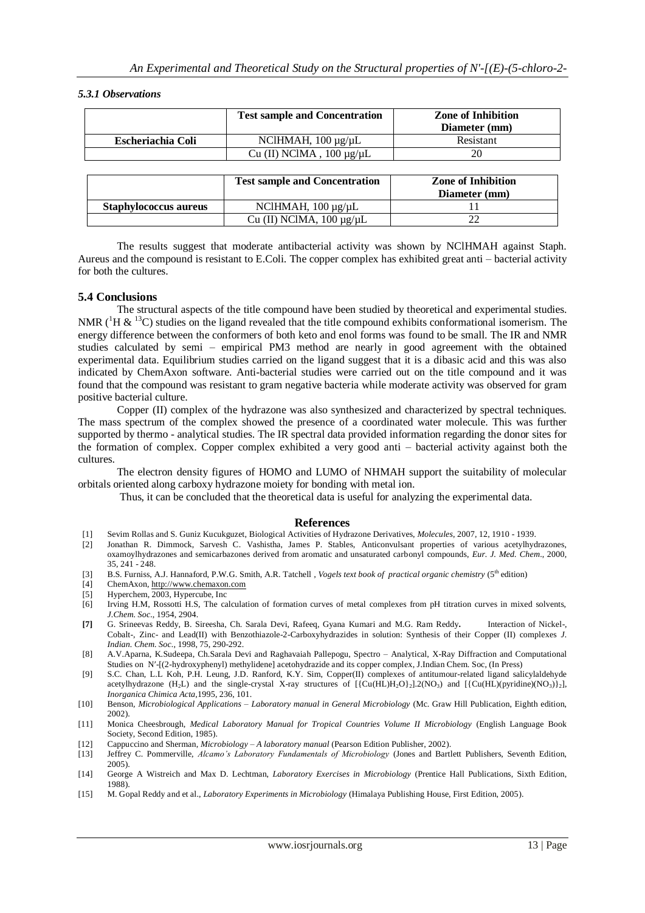#### *5.3.1 Observations*

| | Test sample and Concentration | Zone of Inhibition Diameter (mm) |
|---|---|---|
| **Escheriachia Coli** | NClHMAH, 100 μg/μL | Resistant |
| | Cu (II) NClMA , 100 μg/μL | 20 |

| | Test sample and Concentration | Zone of Inhibition Diameter (mm) |
|---|---|---|
| **Staphylococcus aureus** | NClHMAH, 100 μg/μL | 11 |
| | Cu (II) NClMA, 100 μg/μL | 22 |

The results suggest that moderate antibacterial activity was shown by NClHMAH against Staph. Aureus and the compound is resistant to E.Coli. The copper complex has exhibited great anti – bacterial activity for both the cultures.

### 5.4 Conclusions

The structural aspects of the title compound have been studied by theoretical and experimental studies. NMR ($^{1}H$ & $^{13}C$) studies on the ligand revealed that the title compound exhibits conformational isomerism. The energy difference between the conformers of both keto and enol forms was found to be small. The IR and NMR studies calculated by semi – empirical PM3 method are nearly in good agreement with the obtained experimental data. Equilibrium studies carried on the ligand suggest that it is a dibasic acid and this was also indicated by ChemAxon software. Anti-bacterial studies were carried out on the title compound and it was found that the compound was resistant to gram negative bacteria while moderate activity was observed for gram positive bacterial culture.

Copper (II) complex of the hydrazone was also synthesized and characterized by spectral techniques. The mass spectrum of the complex showed the presence of a coordinated water molecule. This was further supported by thermo - analytical studies. The IR spectral data provided information regarding the donor sites for the formation of complex. Copper complex exhibited a very good anti – bacterial activity against both the cultures.

The electron density figures of HOMO and LUMO of NHMAH support the suitability of molecular orbitals oriented along carboxy hydrazone moiety for bonding with metal ion.

Thus, it can be concluded that the theoretical data is useful for analyzing the experimental data.

## References

[1] Sevim Rollas and S. Guniz Kucukguzet, Biological Activities of Hydrazone Derivatives, *Molecules*, 2007, 12, 1910 - 1939.

[2] Jonathan R. Dimmock, Sarvesh C. Vashistha, James P. Stables, Anticonvulsant properties of various acetylhydrazones, oxamoylhydrazones and semicarbazones derived from aromatic and unsaturated carbonyl compounds, *Eur. J. Med. Chem*., 2000, 35, 241 - 248.

[3] B.S. Furniss, A.J. Hannaford, P.W.G. Smith, A.R. Tatchell , *Vogels text book of practical organic chemistry* (5th edition)

[4] ChemAxon, http://www.chemaxon.com

[5] Hyperchem, 2003, Hypercube, Inc

[6] Irving H.M, Rossotti H.S, The calculation of formation curves of metal complexes from pH titration curves in mixed solvents, *J.Chem. Soc*., 1954, 2904.

**[7]** G. Srineevas Reddy, B. Sireesha, Ch. Sarala Devi, Rafeeq, Gyana Kumari and M.G. Ram Reddy**.** Interaction of Nickel-, Cobalt-, Zinc- and Lead(II) with Benzothiazole-2-Carboxyhydrazides in solution: Synthesis of their Copper (II) complexes *J. Indian. Chem. Soc.*, 1998, 75, 290-292.

[8] A.V.Aparna, K.Sudeepa, Ch.Sarala Devi and Raghavaiah Pallepogu, Spectro – Analytical, X-Ray Diffraction and Computational Studies on N′-[(2-hydroxyphenyl) methylidene] acetohydrazide and its copper complex, J.Indian Chem. Soc, (In Press)

[9] S.C. Chan, L.L Koh, P.H. Leung, J.D. Ranford, K.Y. Sim, Copper(II) complexes of antitumour-related ligand salicylaldehyde acetylhydrazone ($H_2L$) and the single-crystal X-ray structures of $[\{Cu(HL)H_2O\}_2].2(NO_3)$ and $[\{Cu(HL)(pyridine)(NO_3)\}_2]$, *Inorganica Chimica Acta*,1995, 236, 101.

[10] Benson, *Microbiological Applications – Laboratory manual in General Microbiology* (Mc. Graw Hill Publication, Eighth edition, 2002).

[11] Monica Cheesbrough, *Medical Laboratory Manual for Tropical Countries Volume II Microbiology* (English Language Book Society, Second Edition, 1985).

[12] Cappuccino and Sherman, *Microbiology – A laboratory manual* (Pearson Edition Publisher, 2002).

[13] Jeffrey C. Pommerville, *Alcamo's Laboratory Fundamentals of Microbiology* (Jones and Bartlett Publishers, Seventh Edition, 2005).

[14] George A Wistreich and Max D. Lechtman, *Laboratory Exercises in Microbiology* (Prentice Hall Publications, Sixth Edition, 1988).

[15] M. Gopal Reddy and et al., *Laboratory Experiments in Microbiology* (Himalaya Publishing House, First Edition, 2005).